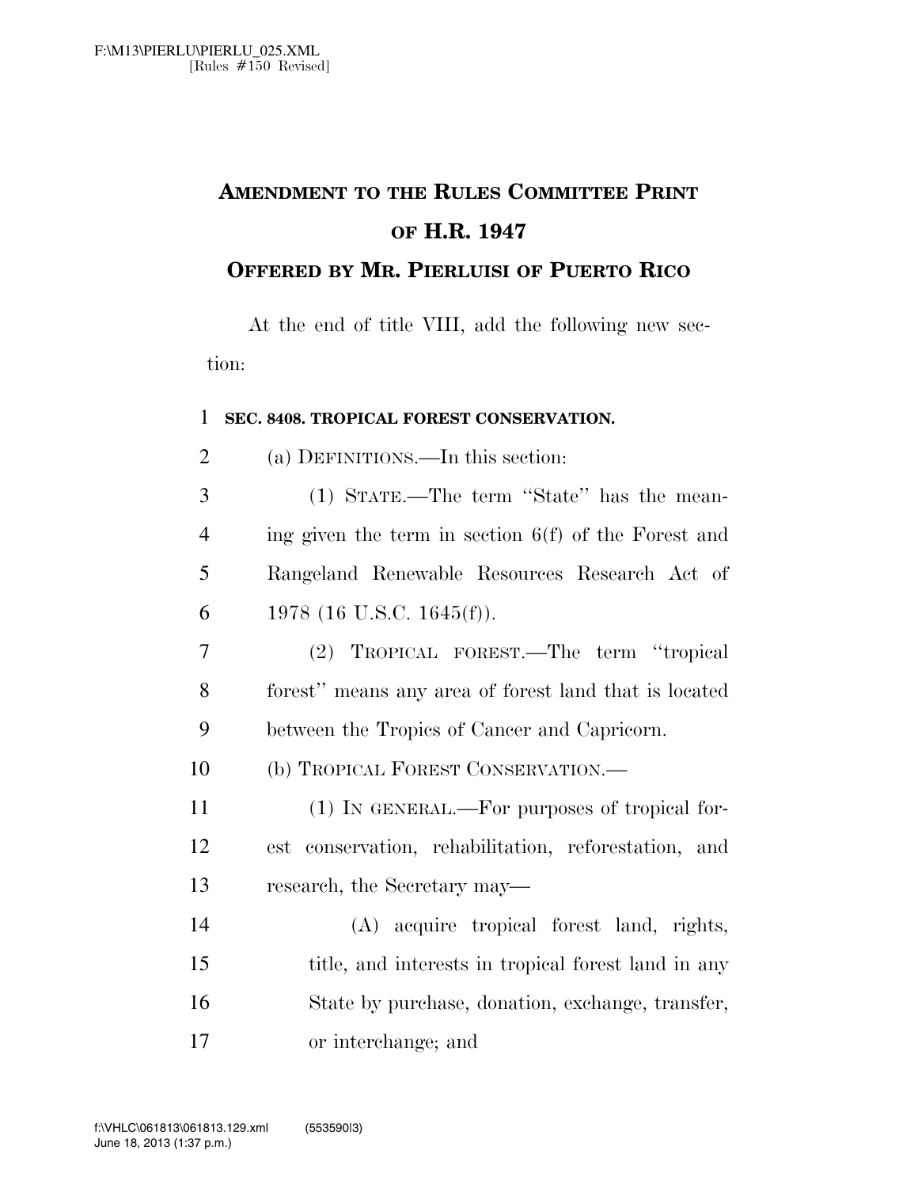# AMENDMENT TO THE RULES COMMITTEE PRINT OF H.R. 1947

## OFFERED BY MR. PIERLUISI OF PUERTO RICO

At the end of title VIII, add the following new section:

**SEC. 8408. TROPICAL FOREST CONSERVATION.**

(a) DEFINITIONS.—In this section:

(1) STATE.—The term ''State'' has the meaning given the term in section 6(f) of the Forest and Rangeland Renewable Resources Research Act of 1978 (16 U.S.C. 1645(f)).

(2) TROPICAL FOREST.—The term ''tropical forest'' means any area of forest land that is located between the Tropics of Cancer and Capricorn.

(b) TROPICAL FOREST CONSERVATION.—

(1) IN GENERAL.—For purposes of tropical forest conservation, rehabilitation, reforestation, and research, the Secretary may—

(A) acquire tropical forest land, rights, title, and interests in tropical forest land in any State by purchase, donation, exchange, transfer, or interchange; and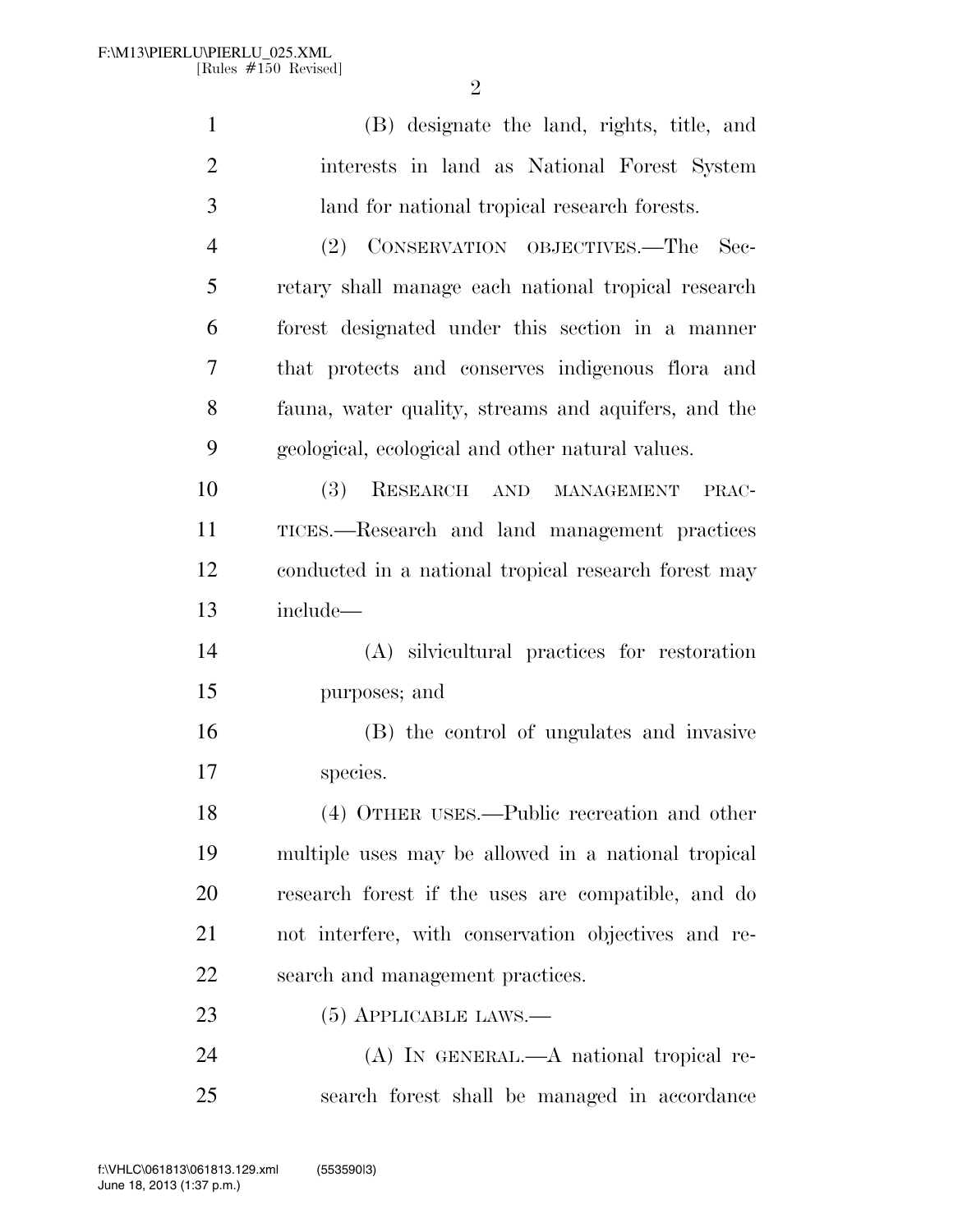(B) designate the land, rights, title, and interests in land as National Forest System land for national tropical research forests.

(2) CONSERVATION OBJECTIVES.—The Secretary shall manage each national tropical research forest designated under this section in a manner that protects and conserves indigenous flora and fauna, water quality, streams and aquifers, and the geological, ecological and other natural values.

(3) RESEARCH AND MANAGEMENT PRACTICES.—Research and land management practices conducted in a national tropical research forest may include—

(A) silvicultural practices for restoration purposes; and

(B) the control of ungulates and invasive species.

(4) OTHER USES.—Public recreation and other multiple uses may be allowed in a national tropical research forest if the uses are compatible, and do not interfere, with conservation objectives and research and management practices.

(5) APPLICABLE LAWS.—

(A) IN GENERAL.—A national tropical research forest shall be managed in accordance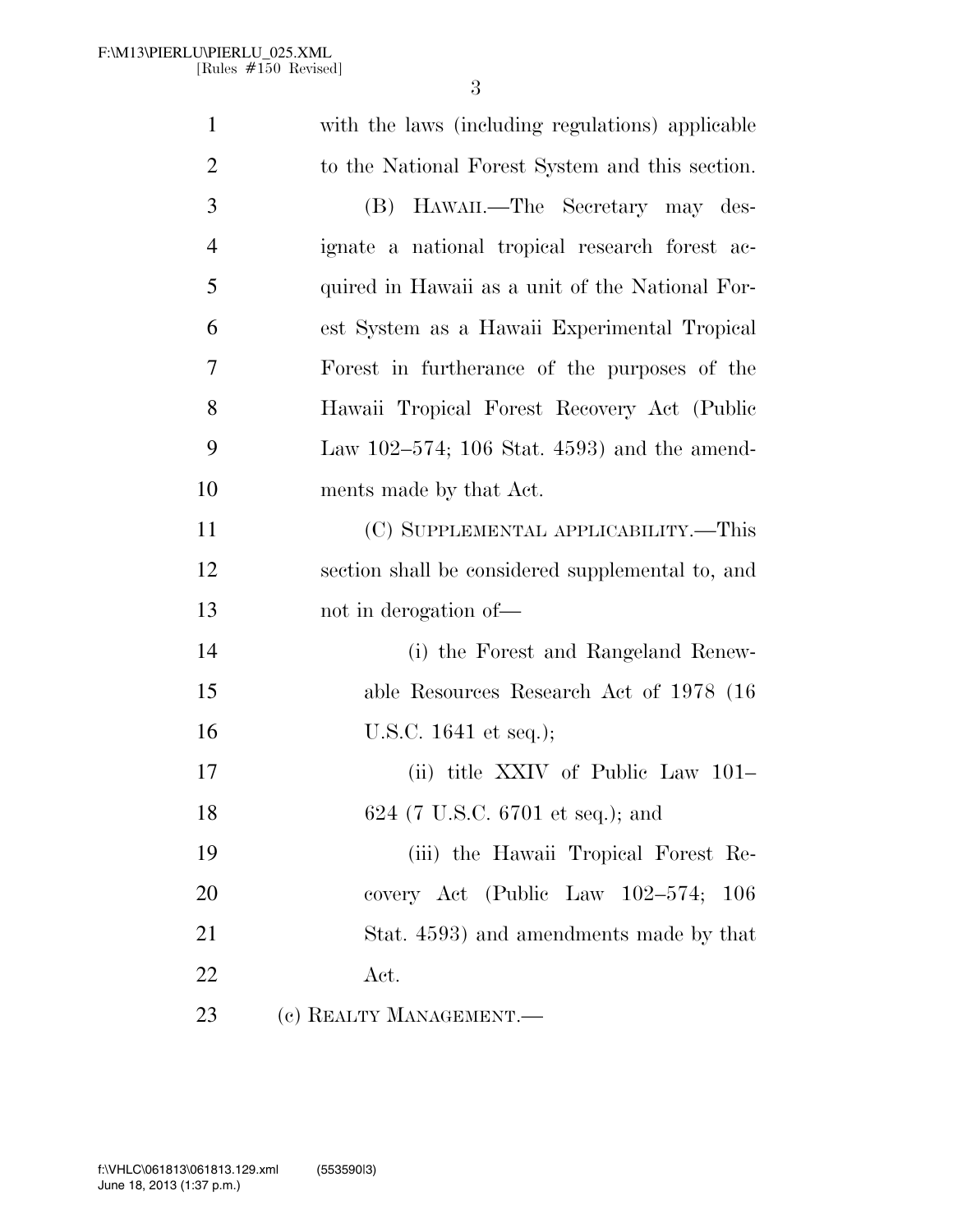with the laws (including regulations) applicable to the National Forest System and this section.

(B) HAWAII.—The Secretary may designate a national tropical research forest acquired in Hawaii as a unit of the National Forest System as a Hawaii Experimental Tropical Forest in furtherance of the purposes of the Hawaii Tropical Forest Recovery Act (Public Law 102–574; 106 Stat. 4593) and the amendments made by that Act.

(C) SUPPLEMENTAL APPLICABILITY.—This section shall be considered supplemental to, and not in derogation of—

(i) the Forest and Rangeland Renewable Resources Research Act of 1978 (16 U.S.C. 1641 et seq.);

(ii) title XXIV of Public Law 101–624 (7 U.S.C. 6701 et seq.); and

(iii) the Hawaii Tropical Forest Recovery Act (Public Law 102–574; 106 Stat. 4593) and amendments made by that Act.

(c) REALTY MANAGEMENT.—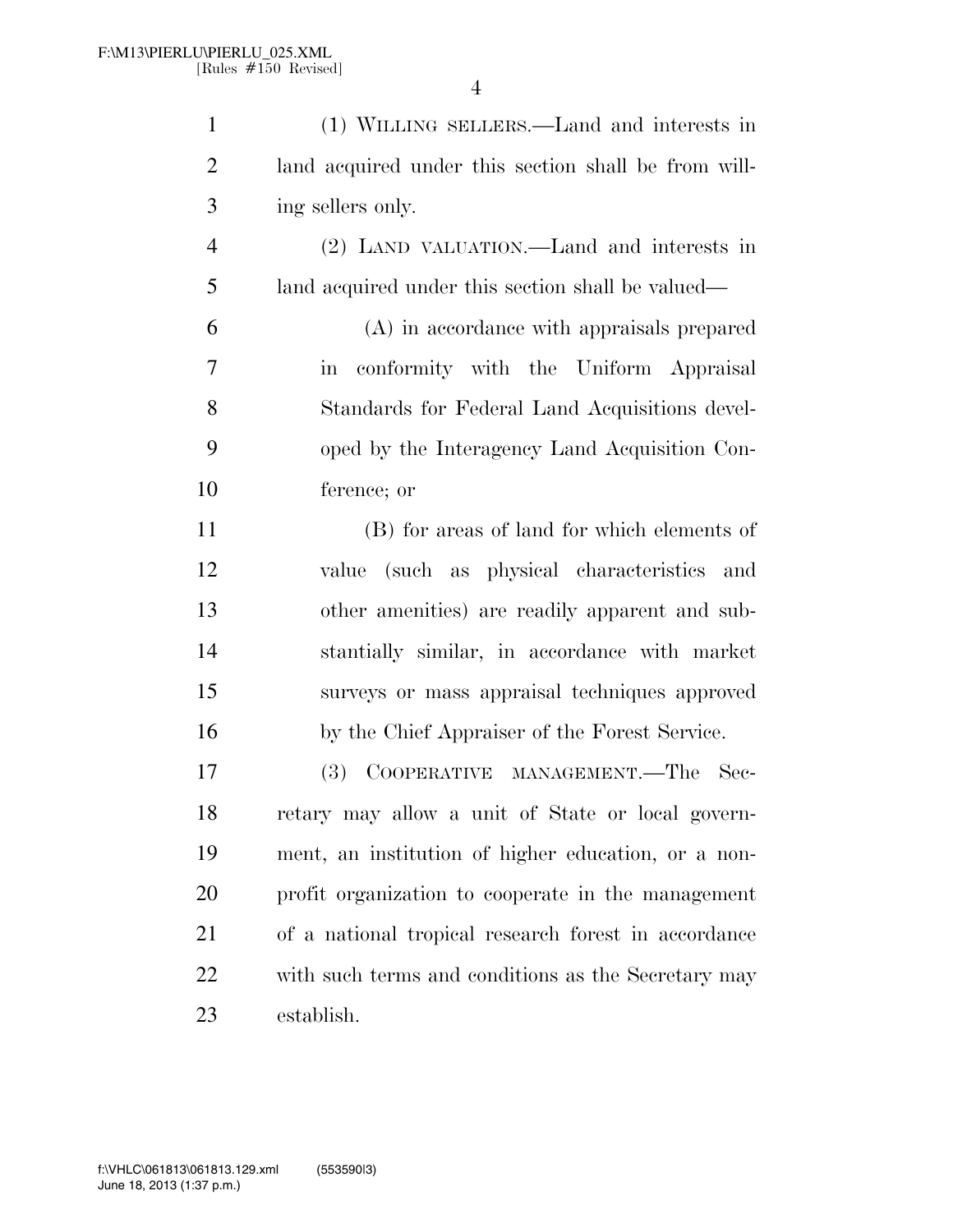(1) WILLING SELLERS.—Land and interests in land acquired under this section shall be from willing sellers only.

(2) LAND VALUATION.—Land and interests in land acquired under this section shall be valued—

(A) in accordance with appraisals prepared in conformity with the Uniform Appraisal Standards for Federal Land Acquisitions developed by the Interagency Land Acquisition Conference; or

(B) for areas of land for which elements of value (such as physical characteristics and other amenities) are readily apparent and substantially similar, in accordance with market surveys or mass appraisal techniques approved by the Chief Appraiser of the Forest Service.

(3) COOPERATIVE MANAGEMENT.—The Secretary may allow a unit of State or local government, an institution of higher education, or a nonprofit organization to cooperate in the management of a national tropical research forest in accordance with such terms and conditions as the Secretary may establish.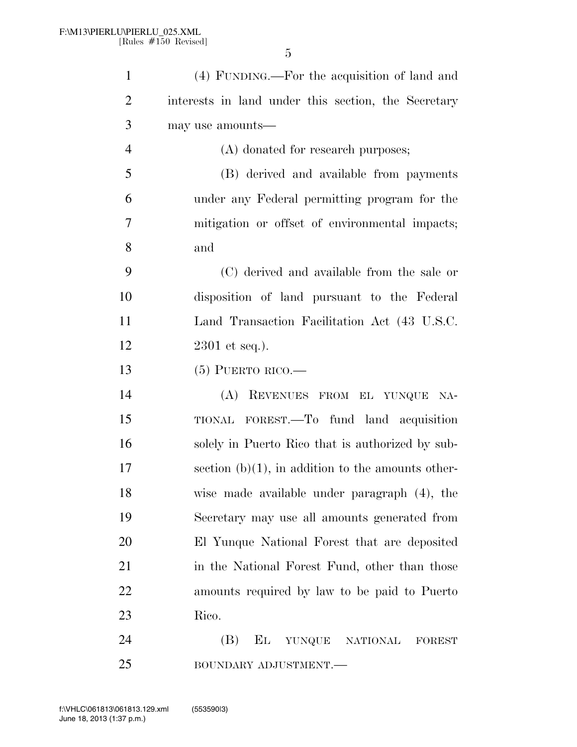(4) FUNDING.—For the acquisition of land and interests in land under this section, the Secretary may use amounts—

(A) donated for research purposes;

(B) derived and available from payments under any Federal permitting program for the mitigation or offset of environmental impacts; and

(C) derived and available from the sale or disposition of land pursuant to the Federal Land Transaction Facilitation Act (43 U.S.C. 2301 et seq.).

(5) PUERTO RICO.—

(A) REVENUES FROM EL YUNQUE NATIONAL FOREST.—To fund land acquisition solely in Puerto Rico that is authorized by subsection (b)(1), in addition to the amounts otherwise made available under paragraph (4), the Secretary may use all amounts generated from El Yunque National Forest that are deposited in the National Forest Fund, other than those amounts required by law to be paid to Puerto Rico.

(B) EL YUNQUE NATIONAL FOREST BOUNDARY ADJUSTMENT.—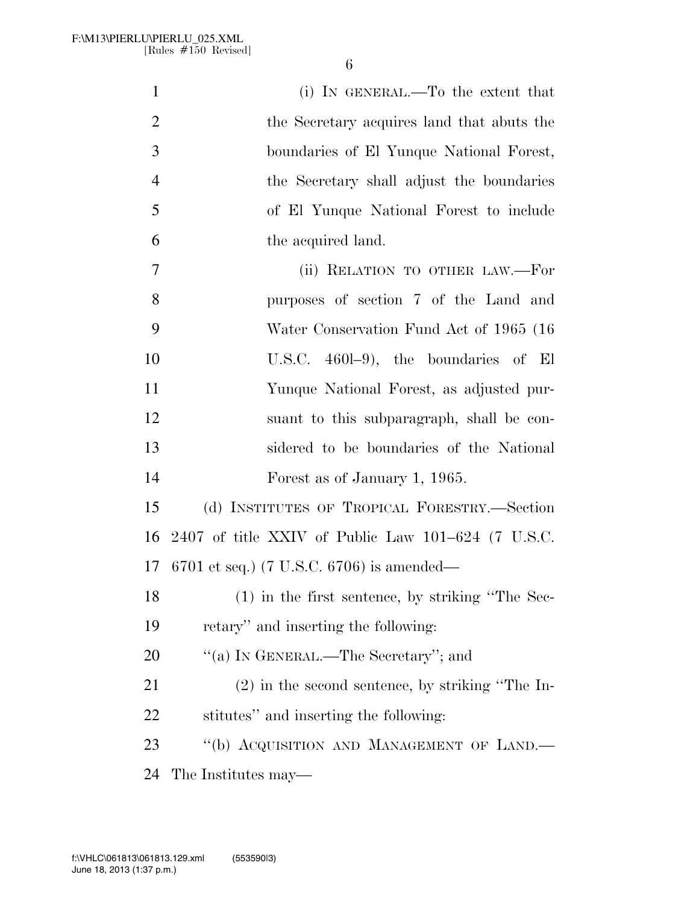(i) IN GENERAL.—To the extent that the Secretary acquires land that abuts the boundaries of El Yunque National Forest, the Secretary shall adjust the boundaries of El Yunque National Forest to include the acquired land.

(ii) RELATION TO OTHER LAW.—For purposes of section 7 of the Land and Water Conservation Fund Act of 1965 (16 U.S.C. 460l–9), the boundaries of El Yunque National Forest, as adjusted pursuant to this subparagraph, shall be considered to be boundaries of the National Forest as of January 1, 1965.

(d) INSTITUTES OF TROPICAL FORESTRY.—Section 2407 of title XXIV of Public Law 101–624 (7 U.S.C. 6701 et seq.) (7 U.S.C. 6706) is amended—

(1) in the first sentence, by striking "The Secretary" and inserting the following:

"(a) IN GENERAL.—The Secretary"; and

(2) in the second sentence, by striking "The Institutes" and inserting the following:

"(b) ACQUISITION AND MANAGEMENT OF LAND.— The Institutes may—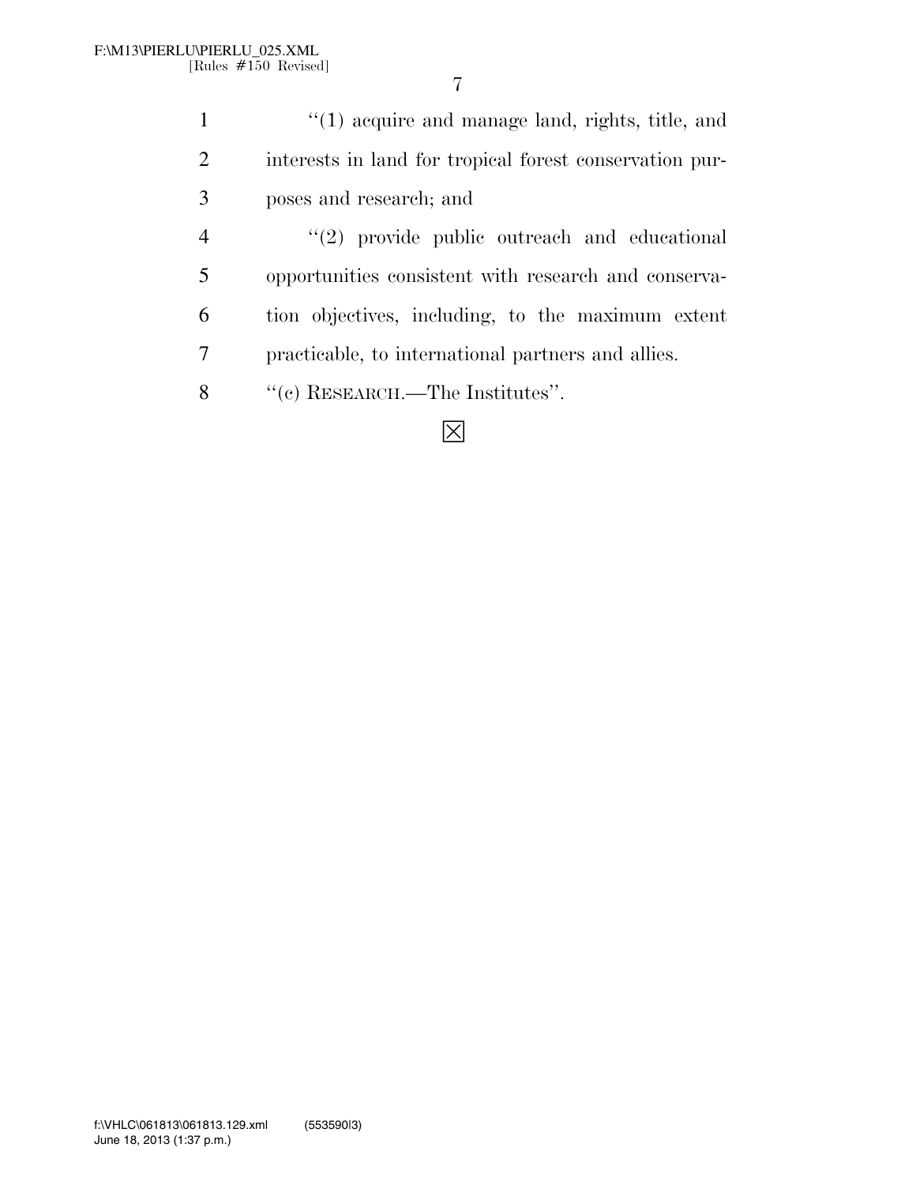''(1) acquire and manage land, rights, title, and interests in land for tropical forest conservation purposes and research; and

''(2) provide public outreach and educational opportunities consistent with research and conservation objectives, including, to the maximum extent practicable, to international partners and allies.

''(c) RESEARCH.—The Institutes''.

☒